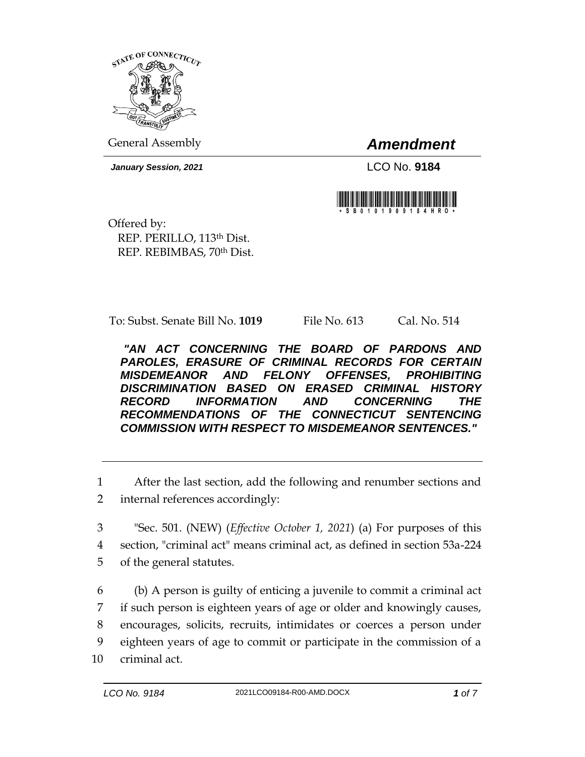General Assembly

# *Amendment*

***January Session, 2021***

LCO No. **9184**

\*SB0101909184HRO\*

Offered by:
REP. PERILLO, 113th Dist.
REP. REBIMBAS, 70th Dist.

To: Subst. Senate Bill No. **1019** File No. 613 Cal. No. 514

***"AN ACT CONCERNING THE BOARD OF PARDONS AND PAROLES, ERASURE OF CRIMINAL RECORDS FOR CERTAIN MISDEMEANOR AND FELONY OFFENSES, PROHIBITING DISCRIMINATION BASED ON ERASED CRIMINAL HISTORY RECORD INFORMATION AND CONCERNING THE RECOMMENDATIONS OF THE CONNECTICUT SENTENCING COMMISSION WITH RESPECT TO MISDEMEANOR SENTENCES."***

---

1 After the last section, add the following and renumber sections and
2 internal references accordingly:

3 "Sec. 501. (NEW) (*Effective October 1, 2021*) (a) For purposes of this
4 section, "criminal act" means criminal act, as defined in section 53a-224
5 of the general statutes.

6 (b) A person is guilty of enticing a juvenile to commit a criminal act
7 if such person is eighteen years of age or older and knowingly causes,
8 encourages, solicits, recruits, intimidates or coerces a person under
9 eighteen years of age to commit or participate in the commission of a
10 criminal act.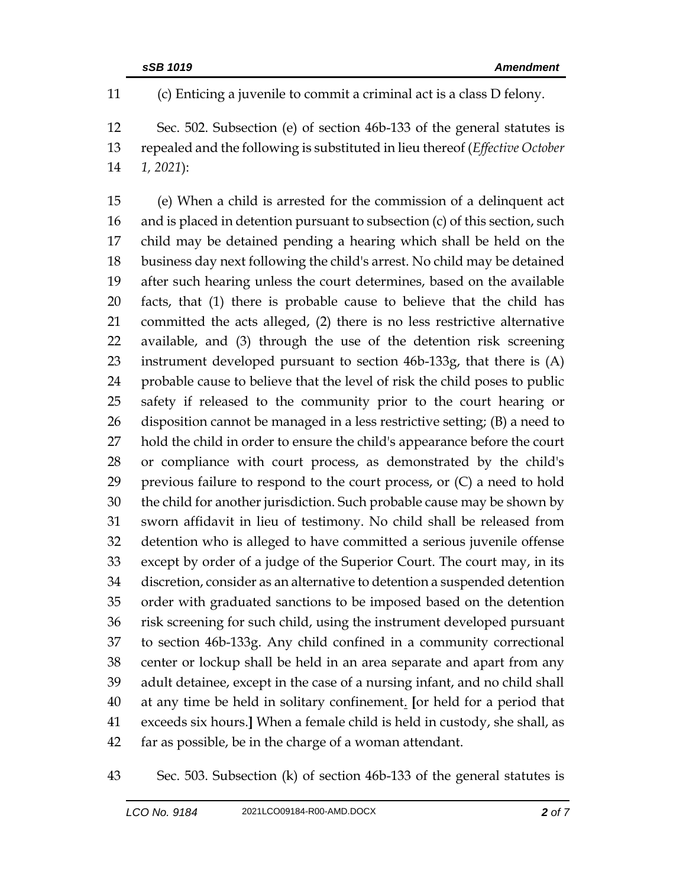(c) Enticing a juvenile to commit a criminal act is a class D felony.

Sec. 502. Subsection (e) of section 46b-133 of the general statutes is repealed and the following is substituted in lieu thereof (*Effective October 1, 2021*):

(e) When a child is arrested for the commission of a delinquent act and is placed in detention pursuant to subsection (c) of this section, such child may be detained pending a hearing which shall be held on the business day next following the child's arrest. No child may be detained after such hearing unless the court determines, based on the available facts, that (1) there is probable cause to believe that the child has committed the acts alleged, (2) there is no less restrictive alternative available, and (3) through the use of the detention risk screening instrument developed pursuant to section 46b-133g, that there is (A) probable cause to believe that the level of risk the child poses to public safety if released to the community prior to the court hearing or disposition cannot be managed in a less restrictive setting; (B) a need to hold the child in order to ensure the child's appearance before the court or compliance with court process, as demonstrated by the child's previous failure to respond to the court process, or (C) a need to hold the child for another jurisdiction. Such probable cause may be shown by sworn affidavit in lieu of testimony. No child shall be released from detention who is alleged to have committed a serious juvenile offense except by order of a judge of the Superior Court. The court may, in its discretion, consider as an alternative to detention a suspended detention order with graduated sanctions to be imposed based on the detention risk screening for such child, using the instrument developed pursuant to section 46b-133g. Any child confined in a community correctional center or lockup shall be held in an area separate and apart from any adult detainee, except in the case of a nursing infant, and no child shall at any time be held in solitary confinement. [or held for a period that exceeds six hours.] When a female child is held in custody, she shall, as far as possible, be in the charge of a woman attendant.

Sec. 503. Subsection (k) of section 46b-133 of the general statutes is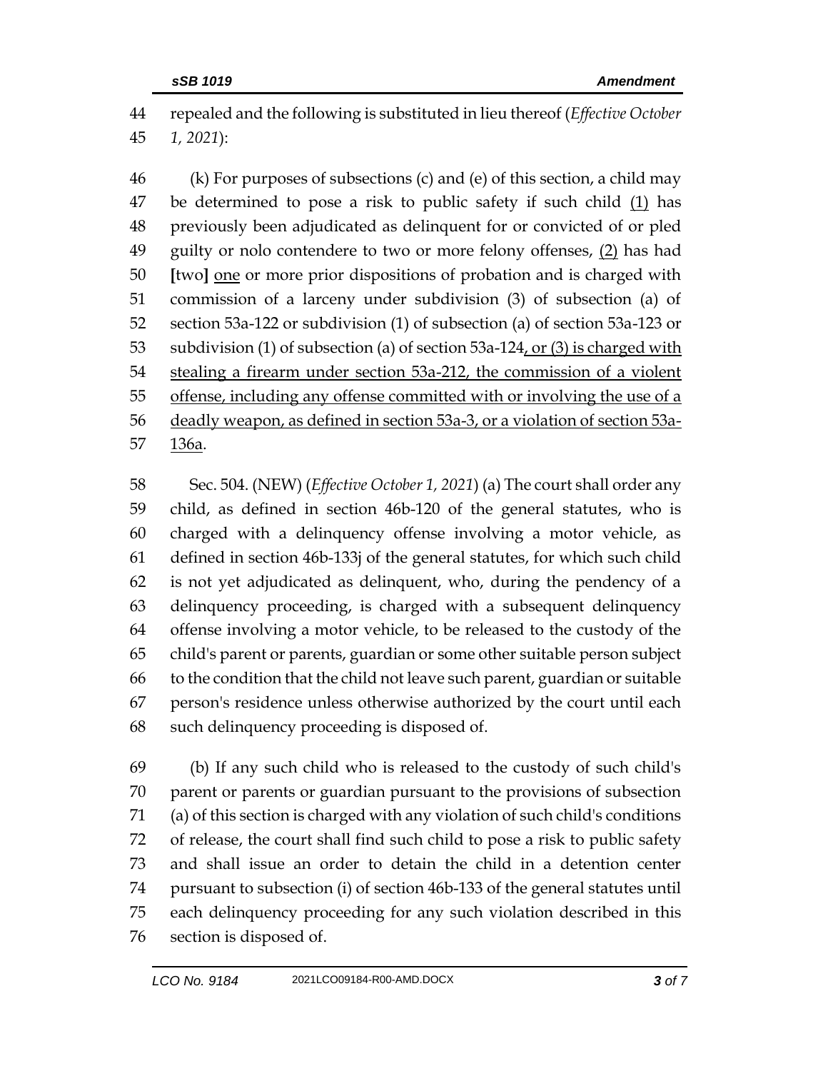repealed and the following is substituted in lieu thereof (*Effective October 1, 2021*):

(k) For purposes of subsections (c) and (e) of this section, a child may be determined to pose a risk to public safety if such child <u>(1)</u> has previously been adjudicated as delinquent for or convicted of or pled guilty or nolo contendere to two or more felony offenses, <u>(2)</u> has had **[**two**]** <u>one</u> or more prior dispositions of probation and is charged with commission of a larceny under subdivision (3) of subsection (a) of section 53a-122 or subdivision (1) of subsection (a) of section 53a-123 or subdivision (1) of subsection (a) of section 53a-124<u>, or (3) is charged with stealing a firearm under section 53a-212, the commission of a violent offense, including any offense committed with or involving the use of a deadly weapon, as defined in section 53a-3, or a violation of section 53a-136a</u>.

Sec. 504. (NEW) (*Effective October 1, 2021*) (a) The court shall order any child, as defined in section 46b-120 of the general statutes, who is charged with a delinquency offense involving a motor vehicle, as defined in section 46b-133j of the general statutes, for which such child is not yet adjudicated as delinquent, who, during the pendency of a delinquency proceeding, is charged with a subsequent delinquency offense involving a motor vehicle, to be released to the custody of the child's parent or parents, guardian or some other suitable person subject to the condition that the child not leave such parent, guardian or suitable person's residence unless otherwise authorized by the court until each such delinquency proceeding is disposed of.

(b) If any such child who is released to the custody of such child's parent or parents or guardian pursuant to the provisions of subsection (a) of this section is charged with any violation of such child's conditions of release, the court shall find such child to pose a risk to public safety and shall issue an order to detain the child in a detention center pursuant to subsection (i) of section 46b-133 of the general statutes until each delinquency proceeding for any such violation described in this section is disposed of.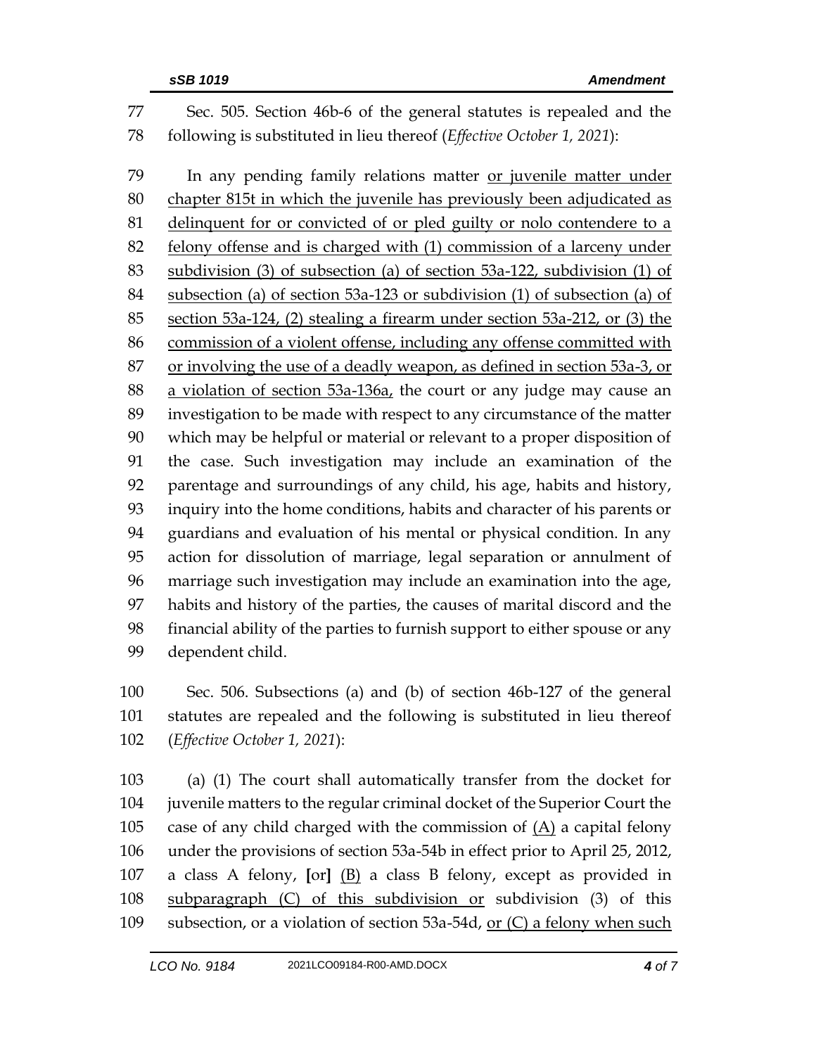Sec. 505. Section 46b-6 of the general statutes is repealed and the following is substituted in lieu thereof (*Effective October 1, 2021*):

In any pending family relations matter <u>or juvenile matter under chapter 815t in which the juvenile has previously been adjudicated as delinquent for or convicted of or pled guilty or nolo contendere to a felony offense and is charged with (1) commission of a larceny under subdivision (3) of subsection (a) of section 53a-122, subdivision (1) of subsection (a) of section 53a-123 or subdivision (1) of subsection (a) of section 53a-124, (2) stealing a firearm under section 53a-212, or (3) the commission of a violent offense, including any offense committed with or involving the use of a deadly weapon, as defined in section 53a-3, or a violation of section 53a-136a,</u> the court or any judge may cause an investigation to be made with respect to any circumstance of the matter which may be helpful or material or relevant to a proper disposition of the case. Such investigation may include an examination of the parentage and surroundings of any child, his age, habits and history, inquiry into the home conditions, habits and character of his parents or guardians and evaluation of his mental or physical condition. In any action for dissolution of marriage, legal separation or annulment of marriage such investigation may include an examination into the age, habits and history of the parties, the causes of marital discord and the financial ability of the parties to furnish support to either spouse or any dependent child.

Sec. 506. Subsections (a) and (b) of section 46b-127 of the general statutes are repealed and the following is substituted in lieu thereof (*Effective October 1, 2021*):

(a) (1) The court shall automatically transfer from the docket for juvenile matters to the regular criminal docket of the Superior Court the case of any child charged with the commission of <u>(A)</u> a capital felony under the provisions of section 53a-54b in effect prior to April 25, 2012, a class A felony, **[**or**]** <u>(B)</u> a class B felony, except as provided in <u>subparagraph (C) of this subdivision or</u> subdivision (3) of this subsection, or a violation of section 53a-54d, <u>or (C) a felony when such</u>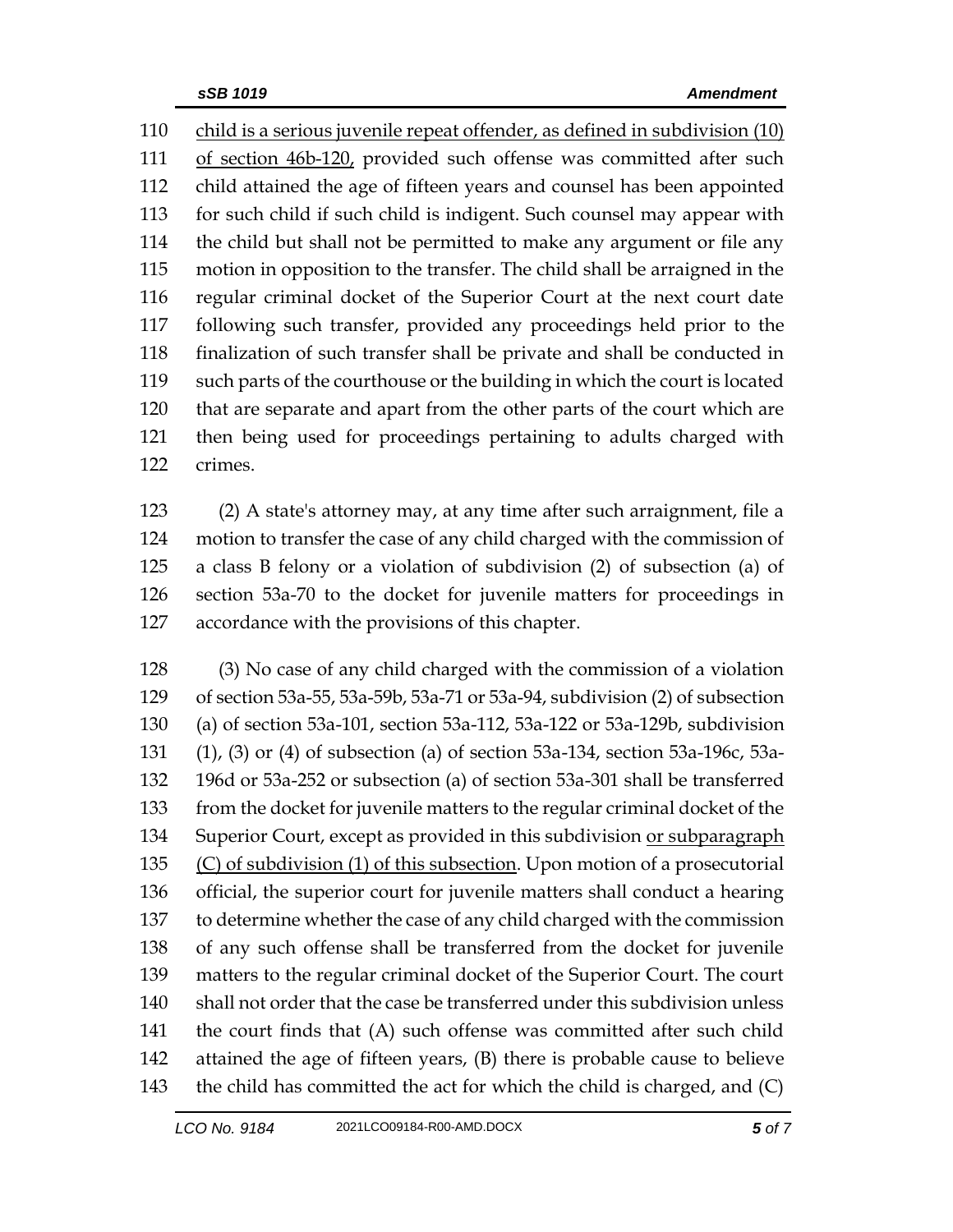child is a serious juvenile repeat offender, as defined in subdivision (10) of section 46b-120, provided such offense was committed after such child attained the age of fifteen years and counsel has been appointed for such child if such child is indigent. Such counsel may appear with the child but shall not be permitted to make any argument or file any motion in opposition to the transfer. The child shall be arraigned in the regular criminal docket of the Superior Court at the next court date following such transfer, provided any proceedings held prior to the finalization of such transfer shall be private and shall be conducted in such parts of the courthouse or the building in which the court is located that are separate and apart from the other parts of the court which are then being used for proceedings pertaining to adults charged with crimes.

(2) A state's attorney may, at any time after such arraignment, file a motion to transfer the case of any child charged with the commission of a class B felony or a violation of subdivision (2) of subsection (a) of section 53a-70 to the docket for juvenile matters for proceedings in accordance with the provisions of this chapter.

(3) No case of any child charged with the commission of a violation of section 53a-55, 53a-59b, 53a-71 or 53a-94, subdivision (2) of subsection (a) of section 53a-101, section 53a-112, 53a-122 or 53a-129b, subdivision (1), (3) or (4) of subsection (a) of section 53a-134, section 53a-196c, 53a-196d or 53a-252 or subsection (a) of section 53a-301 shall be transferred from the docket for juvenile matters to the regular criminal docket of the Superior Court, except as provided in this subdivision or subparagraph (C) of subdivision (1) of this subsection. Upon motion of a prosecutorial official, the superior court for juvenile matters shall conduct a hearing to determine whether the case of any child charged with the commission of any such offense shall be transferred from the docket for juvenile matters to the regular criminal docket of the Superior Court. The court shall not order that the case be transferred under this subdivision unless the court finds that (A) such offense was committed after such child attained the age of fifteen years, (B) there is probable cause to believe the child has committed the act for which the child is charged, and (C)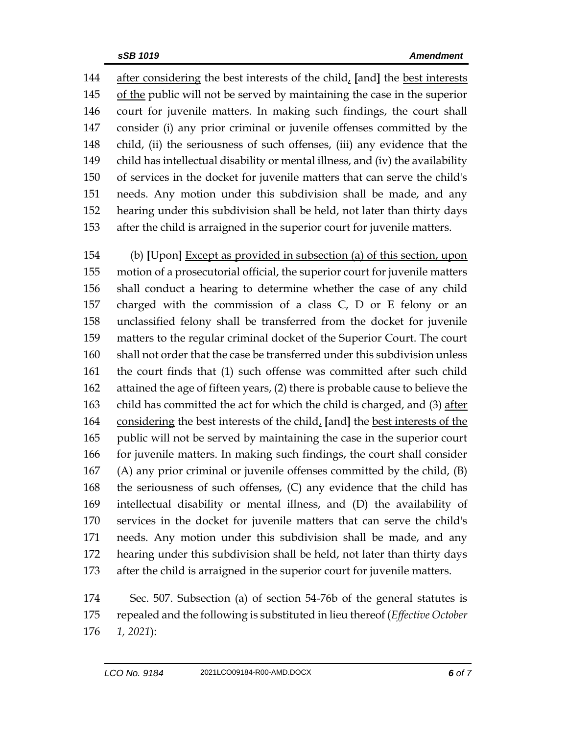after considering the best interests of the child, [and] the best interests of the public will not be served by maintaining the case in the superior court for juvenile matters. In making such findings, the court shall consider (i) any prior criminal or juvenile offenses committed by the child, (ii) the seriousness of such offenses, (iii) any evidence that the child has intellectual disability or mental illness, and (iv) the availability of services in the docket for juvenile matters that can serve the child's needs. Any motion under this subdivision shall be made, and any hearing under this subdivision shall be held, not later than thirty days after the child is arraigned in the superior court for juvenile matters.

(b) [Upon] Except as provided in subsection (a) of this section, upon motion of a prosecutorial official, the superior court for juvenile matters shall conduct a hearing to determine whether the case of any child charged with the commission of a class C, D or E felony or an unclassified felony shall be transferred from the docket for juvenile matters to the regular criminal docket of the Superior Court. The court shall not order that the case be transferred under this subdivision unless the court finds that (1) such offense was committed after such child attained the age of fifteen years, (2) there is probable cause to believe the child has committed the act for which the child is charged, and (3) after considering the best interests of the child, [and] the best interests of the public will not be served by maintaining the case in the superior court for juvenile matters. In making such findings, the court shall consider (A) any prior criminal or juvenile offenses committed by the child, (B) the seriousness of such offenses, (C) any evidence that the child has intellectual disability or mental illness, and (D) the availability of services in the docket for juvenile matters that can serve the child's needs. Any motion under this subdivision shall be made, and any hearing under this subdivision shall be held, not later than thirty days after the child is arraigned in the superior court for juvenile matters.

Sec. 507. Subsection (a) of section 54-76b of the general statutes is repealed and the following is substituted in lieu thereof (*Effective October 1, 2021*):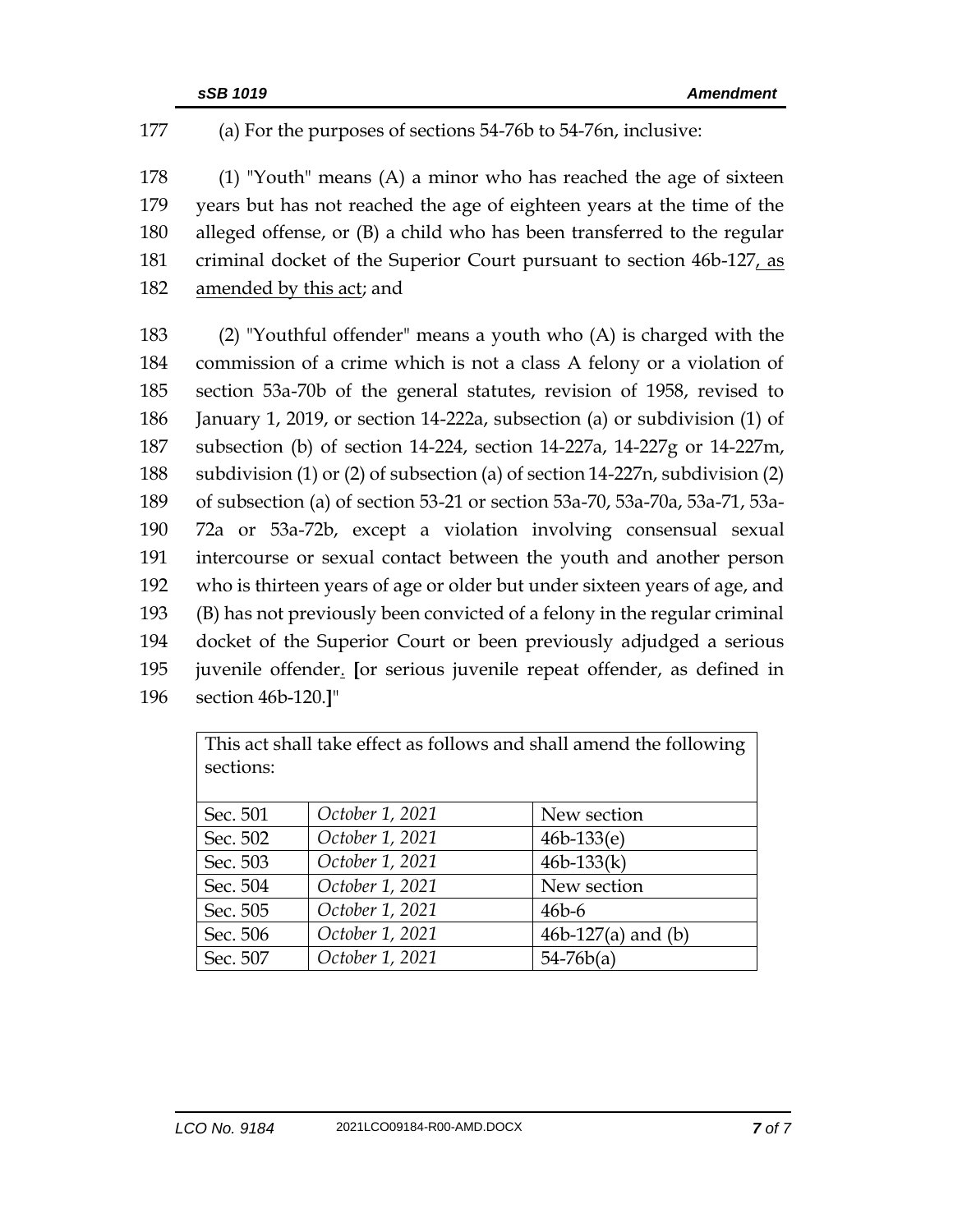177 (a) For the purposes of sections 54-76b to 54-76n, inclusive:

178 (1) "Youth" means (A) a minor who has reached the age of sixteen
179 years but has not reached the age of eighteen years at the time of the
180 alleged offense, or (B) a child who has been transferred to the regular
181 criminal docket of the Superior Court pursuant to section 46b-127, as
182 amended by this act; and

183 (2) "Youthful offender" means a youth who (A) is charged with the
184 commission of a crime which is not a class A felony or a violation of
185 section 53a-70b of the general statutes, revision of 1958, revised to
186 January 1, 2019, or section 14-222a, subsection (a) or subdivision (1) of
187 subsection (b) of section 14-224, section 14-227a, 14-227g or 14-227m,
188 subdivision (1) or (2) of subsection (a) of section 14-227n, subdivision (2)
189 of subsection (a) of section 53-21 or section 53a-70, 53a-70a, 53a-71, 53a-
190 72a or 53a-72b, except a violation involving consensual sexual
191 intercourse or sexual contact between the youth and another person
192 who is thirteen years of age or older but under sixteen years of age, and
193 (B) has not previously been convicted of a felony in the regular criminal
194 docket of the Superior Court or been previously adjudged a serious
195 juvenile offender. **[**or serious juvenile repeat offender, as defined in
196 section 46b-120.**]**"

| This act shall take effect as follows and shall amend the following sections: | | |
|---|---|---|
| Sec. 501 | *October 1, 2021* | New section |
| Sec. 502 | *October 1, 2021* | 46b-133(e) |
| Sec. 503 | *October 1, 2021* | 46b-133(k) |
| Sec. 504 | *October 1, 2021* | New section |
| Sec. 505 | *October 1, 2021* | 46b-6 |
| Sec. 506 | *October 1, 2021* | 46b-127(a) and (b) |
| Sec. 507 | *October 1, 2021* | 54-76b(a) |